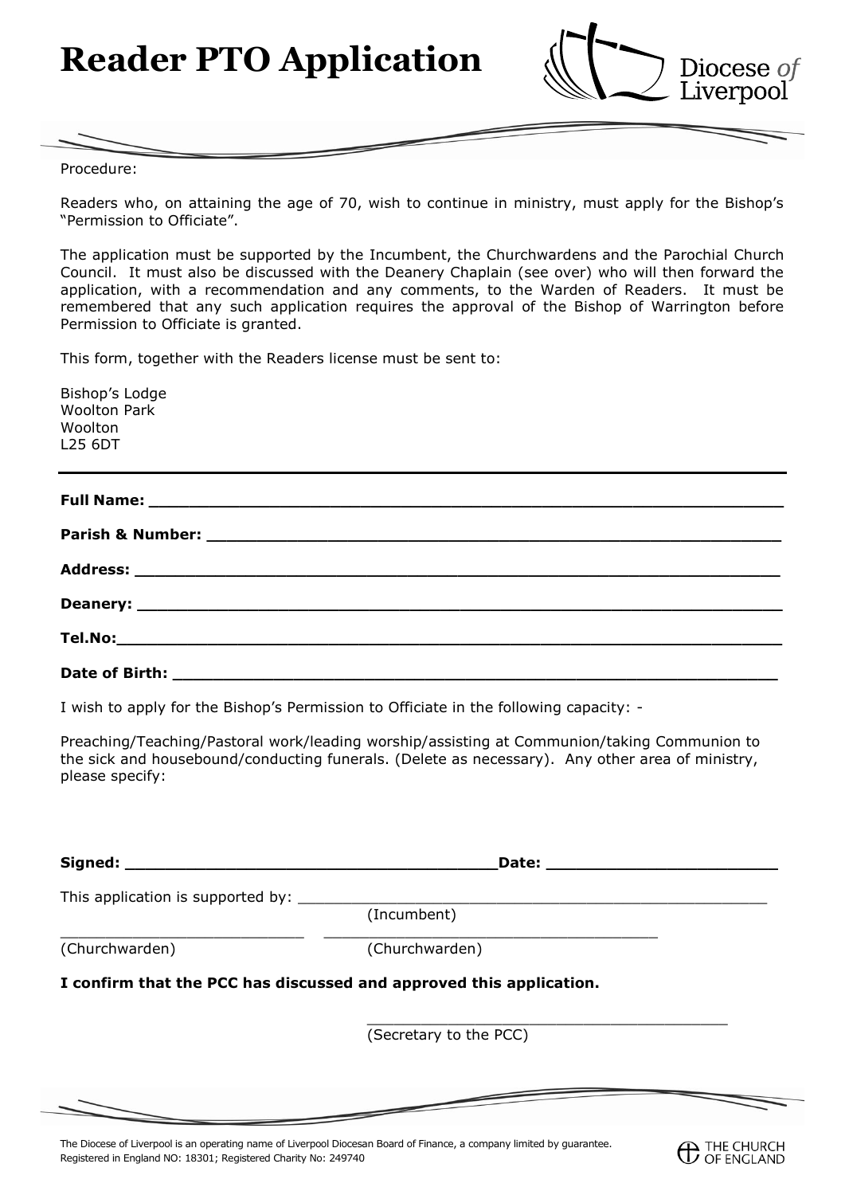# Reader PTO Application

Diocese *of* Liverpool

Procedure:

Readers who, on attaining the age of 70, wish to continue in ministry, must apply for the Bishop's "Permission to Officiate".

The application must be supported by the Incumbent, the Churchwardens and the Parochial Church Council. It must also be discussed with the Deanery Chaplain (see over) who will then forward the application, with a recommendation and any comments, to the Warden of Readers. It must be remembered that any such application requires the approval of the Bishop of Warrington before Permission to Officiate is granted.

This form, together with the Readers license must be sent to:

Bishop's Lodge
Woolton Park
Woolton
L25 6DT

---

**Full Name:** ____________________________________________________________

**Parish & Number:** ______________________________________________________

**Address:** ______________________________________________________________

**Deanery:** ______________________________________________________________

**Tel.No:**________________________________________________________________

**Date of Birth:** __________________________________________________________

I wish to apply for the Bishop's Permission to Officiate in the following capacity: -

Preaching/Teaching/Pastoral work/leading worship/assisting at Communion/taking Communion to the sick and housebound/conducting funerals. (Delete as necessary). Any other area of ministry, please specify:

**Signed:** ____________________________________**Date:** ______________________

This application is supported by: ______________________________________________
(Incumbent)

___________________________ ____________________________________
(Churchwarden) (Churchwarden)

**I confirm that the PCC has discussed and approved this application.**

________________________________________
(Secretary to the PCC)

The Diocese of Liverpool is an operating name of Liverpool Diocesan Board of Finance, a company limited by guarantee. Registered in England NO: 18301; Registered Charity No: 249740

THE CHURCH OF ENGLAND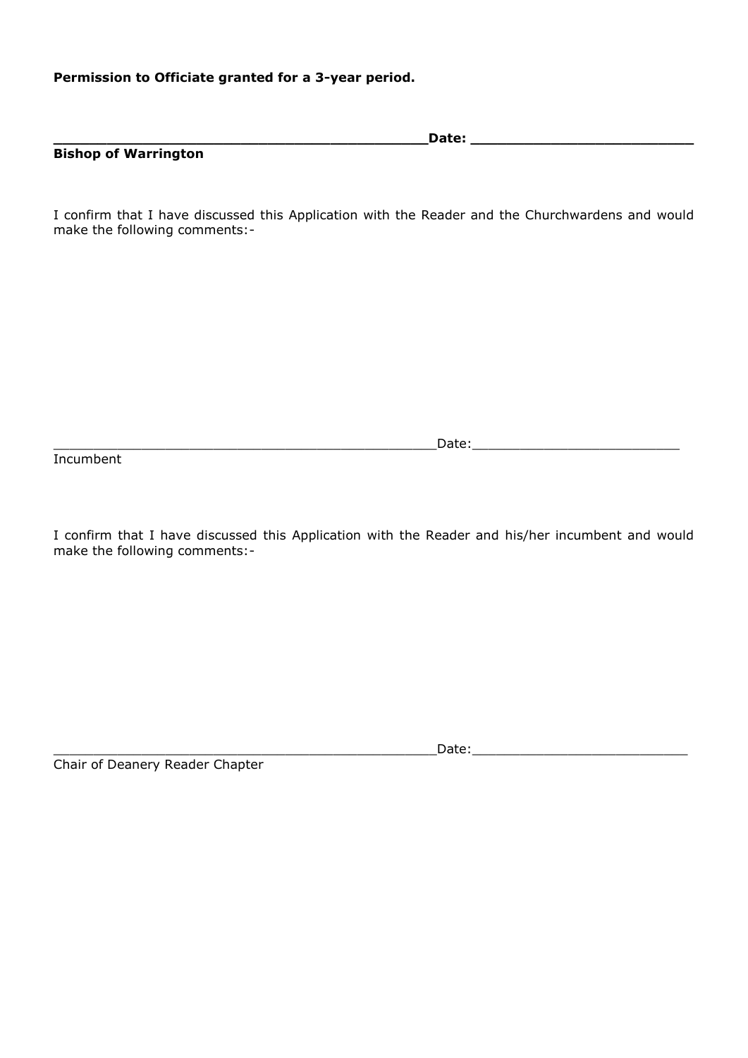**Permission to Officiate granted for a 3-year period.**

**\_\_\_\_\_\_\_\_\_\_\_\_\_\_\_\_\_\_\_\_\_\_\_\_\_\_\_\_\_\_\_\_\_\_\_\_\_\_\_\_\_\_\_\_\_Date: \_\_\_\_\_\_\_\_\_\_\_\_\_\_\_\_\_\_\_\_\_\_\_\_\_\_\_**
**Bishop of Warrington**

I confirm that I have discussed this Application with the Reader and the Churchwardens and would make the following comments:-

\_\_\_\_\_\_\_\_\_\_\_\_\_\_\_\_\_\_\_\_\_\_\_\_\_\_\_\_\_\_\_\_\_\_\_\_\_\_\_\_\_\_\_\_\_\_\_\_\_\_\_\_Date:\_\_\_\_\_\_\_\_\_\_\_\_\_\_\_\_\_\_\_\_\_\_\_\_\_\_\_\_\_
Incumbent

I confirm that I have discussed this Application with the Reader and his/her incumbent and would make the following comments:-

\_\_\_\_\_\_\_\_\_\_\_\_\_\_\_\_\_\_\_\_\_\_\_\_\_\_\_\_\_\_\_\_\_\_\_\_\_\_\_\_\_\_\_\_\_\_\_\_\_\_\_\_Date:\_\_\_\_\_\_\_\_\_\_\_\_\_\_\_\_\_\_\_\_\_\_\_\_\_\_\_\_\_\_
Chair of Deanery Reader Chapter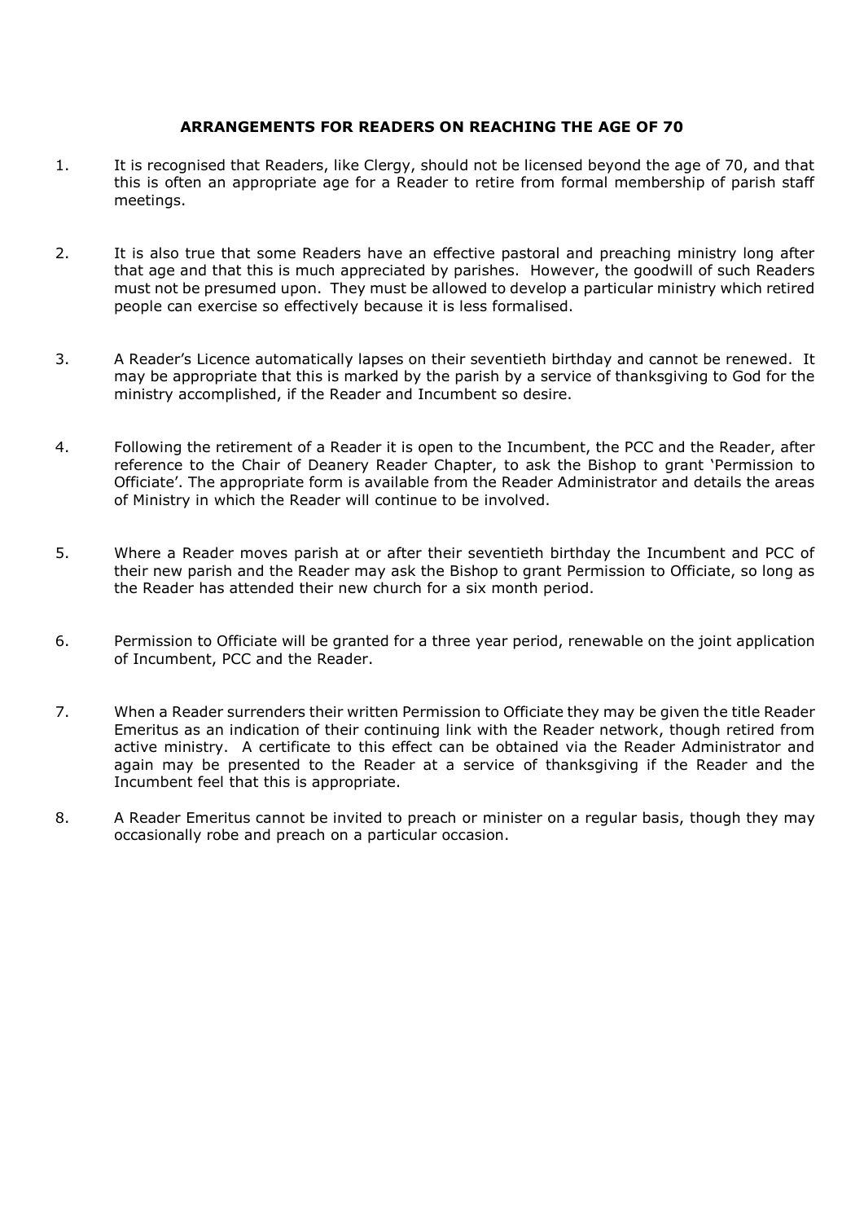# ARRANGEMENTS FOR READERS ON REACHING THE AGE OF 70

1. It is recognised that Readers, like Clergy, should not be licensed beyond the age of 70, and that this is often an appropriate age for a Reader to retire from formal membership of parish staff meetings.

2. It is also true that some Readers have an effective pastoral and preaching ministry long after that age and that this is much appreciated by parishes. However, the goodwill of such Readers must not be presumed upon. They must be allowed to develop a particular ministry which retired people can exercise so effectively because it is less formalised.

3. A Reader's Licence automatically lapses on their seventieth birthday and cannot be renewed. It may be appropriate that this is marked by the parish by a service of thanksgiving to God for the ministry accomplished, if the Reader and Incumbent so desire.

4. Following the retirement of a Reader it is open to the Incumbent, the PCC and the Reader, after reference to the Chair of Deanery Reader Chapter, to ask the Bishop to grant 'Permission to Officiate'. The appropriate form is available from the Reader Administrator and details the areas of Ministry in which the Reader will continue to be involved.

5. Where a Reader moves parish at or after their seventieth birthday the Incumbent and PCC of their new parish and the Reader may ask the Bishop to grant Permission to Officiate, so long as the Reader has attended their new church for a six month period.

6. Permission to Officiate will be granted for a three year period, renewable on the joint application of Incumbent, PCC and the Reader.

7. When a Reader surrenders their written Permission to Officiate they may be given the title Reader Emeritus as an indication of their continuing link with the Reader network, though retired from active ministry. A certificate to this effect can be obtained via the Reader Administrator and again may be presented to the Reader at a service of thanksgiving if the Reader and the Incumbent feel that this is appropriate.

8. A Reader Emeritus cannot be invited to preach or minister on a regular basis, though they may occasionally robe and preach on a particular occasion.